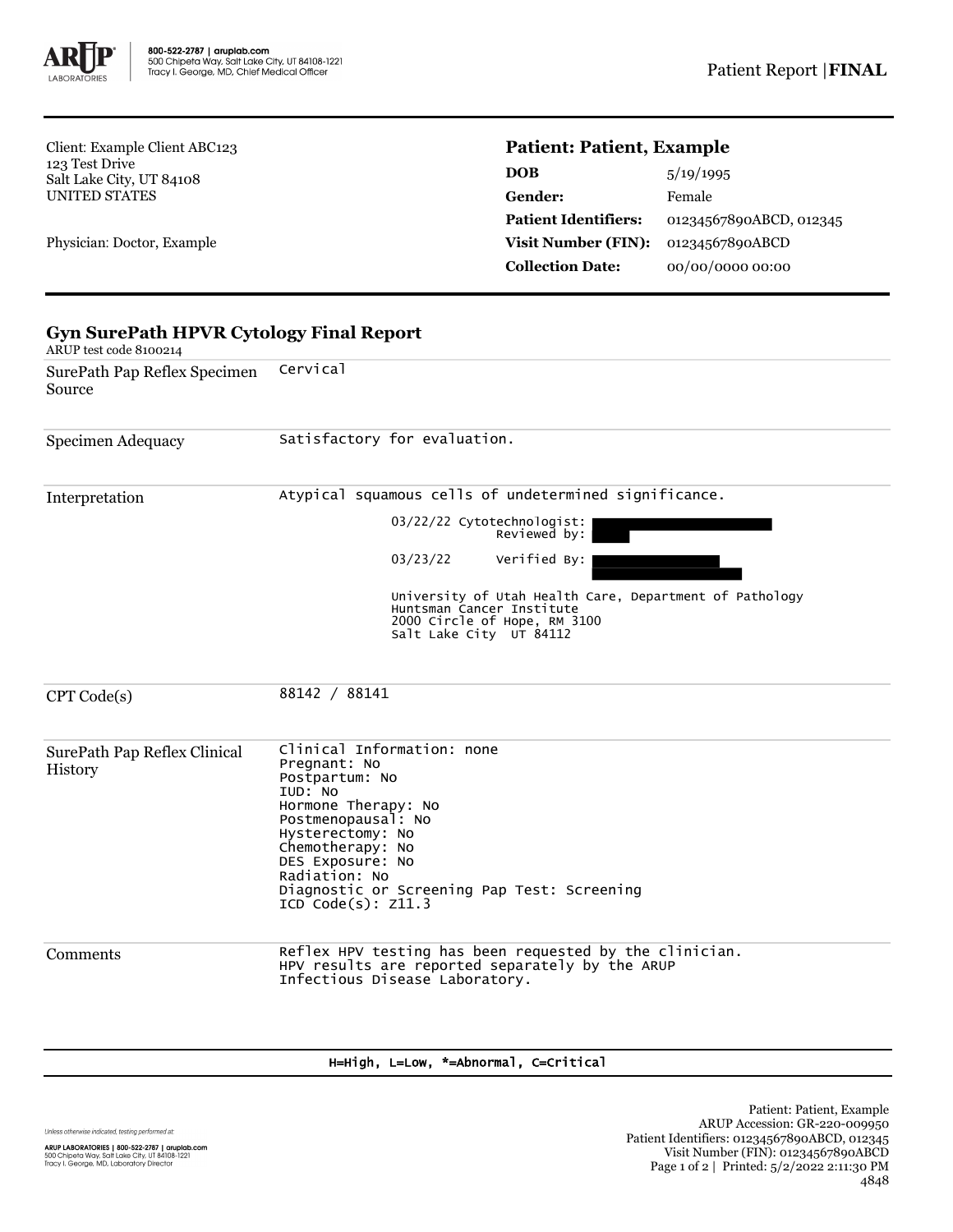800-522-2787 | aruplab.com
500 Chipeta Way, Salt Lake City, UT 84108-1221
Tracy I. George, MD, Chief Medical Officer

Patient Report | **FINAL**

Client: Example Client ABC123
123 Test Drive
Salt Lake City, UT 84108
UNITED STATES

Physician: Doctor, Example

## Patient: Patient, Example

| | |
|---|---|
| **DOB** | 5/19/1995 |
| **Gender:** | Female |
| **Patient Identifiers:** | 01234567890ABCD, 012345 |
| **Visit Number (FIN):** | 01234567890ABCD |
| **Collection Date:** | 00/00/0000 00:00 |

## Gyn SurePath HPVR Cytology Final Report

ARUP test code 8100214

| | |
|---|---|
| SurePath Pap Reflex Specimen Source | Cervical |
| Specimen Adequacy | Satisfactory for evaluation. |
| Interpretation | Atypical squamous cells of undetermined significance.<br><br>03/22/22 Cytotechnologist:<br>Reviewed by:<br><br>03/23/22 Verified By:<br><br>University of Utah Health Care, Department of Pathology<br>Huntsman Cancer Institute<br>2000 Circle of Hope, RM 3100<br>Salt Lake City UT 84112 |
| CPT Code(s) | 88142 / 88141 |
| SurePath Pap Reflex Clinical History | Clinical Information: none<br>Pregnant: No<br>Postpartum: No<br>IUD: No<br>Hormone Therapy: No<br>Postmenopausal: No<br>Hysterectomy: No<br>Chemotherapy: No<br>DES Exposure: No<br>Radiation: No<br>Diagnostic or Screening Pap Test: Screening<br>ICD Code(s): Z11.3 |
| Comments | Reflex HPV testing has been requested by the clinician.<br>HPV results are reported separately by the ARUP<br>Infectious Disease Laboratory. |

H=High, L=Low, *=Abnormal, C=Critical

*Unless otherwise indicated, testing performed at:*

**ARUP LABORATORIES | 800-522-2787 | aruplab.com**
500 Chipeta Way, Salt Lake City, UT 84108-1221
Tracy I. George, MD, Laboratory Director

Patient: Patient, Example
ARUP Accession: GR-220-009950
Patient Identifiers: 01234567890ABCD, 012345
Visit Number (FIN): 01234567890ABCD
Printed: 5/2/2022 2:11:30 PM
4848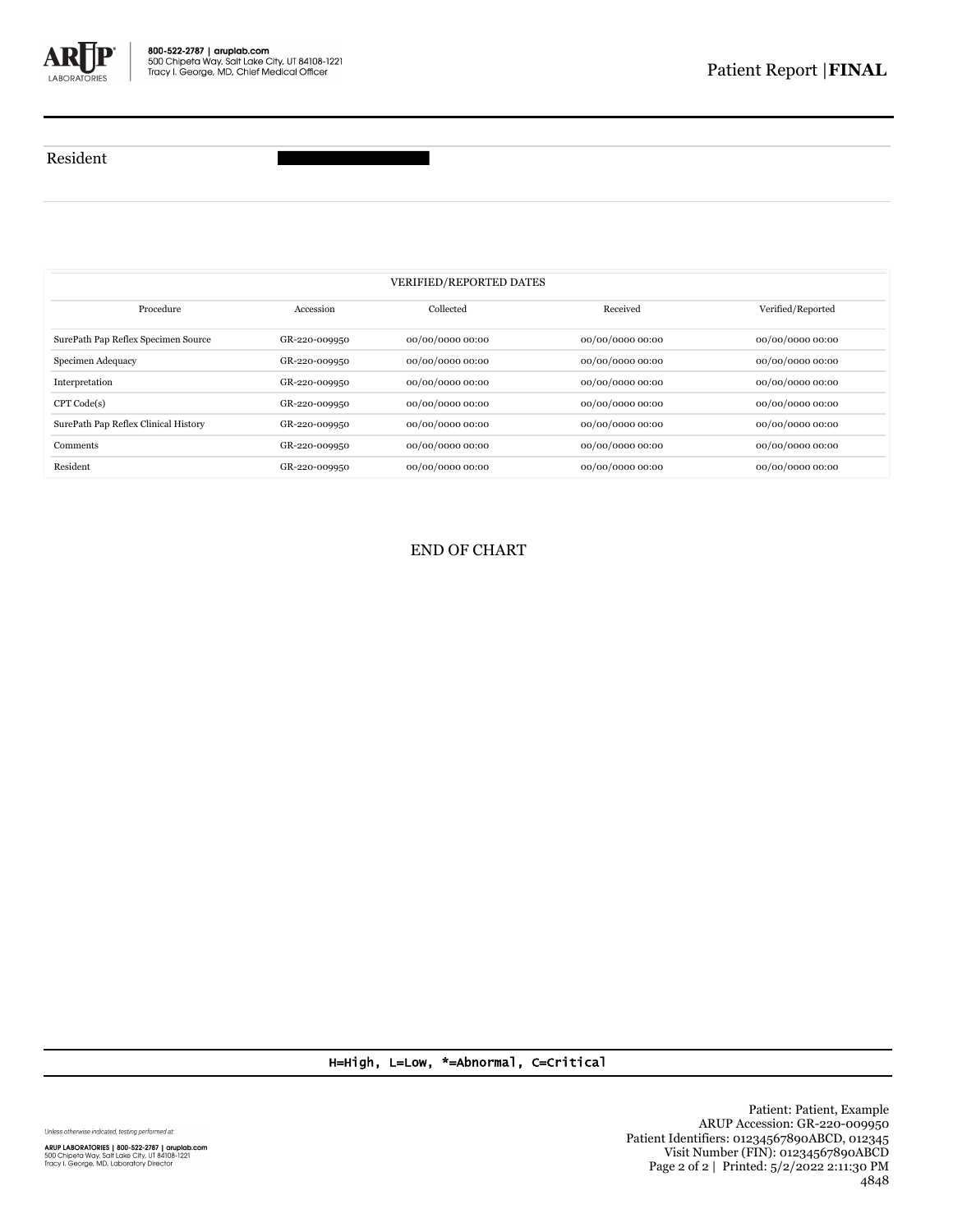Resident

| VERIFIED/REPORTED DATES | | | | |
|---|---|---|---|---|
| Procedure | Accession | Collected | Received | Verified/Reported |
| SurePath Pap Reflex Specimen Source | GR-220-009950 | 00/00/0000 00:00 | 00/00/0000 00:00 | 00/00/0000 00:00 |
| Specimen Adequacy | GR-220-009950 | 00/00/0000 00:00 | 00/00/0000 00:00 | 00/00/0000 00:00 |
| Interpretation | GR-220-009950 | 00/00/0000 00:00 | 00/00/0000 00:00 | 00/00/0000 00:00 |
| CPT Code(s) | GR-220-009950 | 00/00/0000 00:00 | 00/00/0000 00:00 | 00/00/0000 00:00 |
| SurePath Pap Reflex Clinical History | GR-220-009950 | 00/00/0000 00:00 | 00/00/0000 00:00 | 00/00/0000 00:00 |
| Comments | GR-220-009950 | 00/00/0000 00:00 | 00/00/0000 00:00 | 00/00/0000 00:00 |
| Resident | GR-220-009950 | 00/00/0000 00:00 | 00/00/0000 00:00 | 00/00/0000 00:00 |

END OF CHART

H=High, L=Low, *=Abnormal, C=Critical

*Unless otherwise indicated, testing performed at:*

**ARUP LABORATORIES | 800-522-2787 | aruplab.com**
500 Chipeta Way, Salt Lake City, UT 84108-1221
Tracy I. George, MD, Laboratory Director

Patient: Patient, Example
ARUP Accession: GR-220-009950
Patient Identifiers: 01234567890ABCD, 012345
Visit Number (FIN): 01234567890ABCD
Printed: 5/2/2022 2:11:30 PM
4848